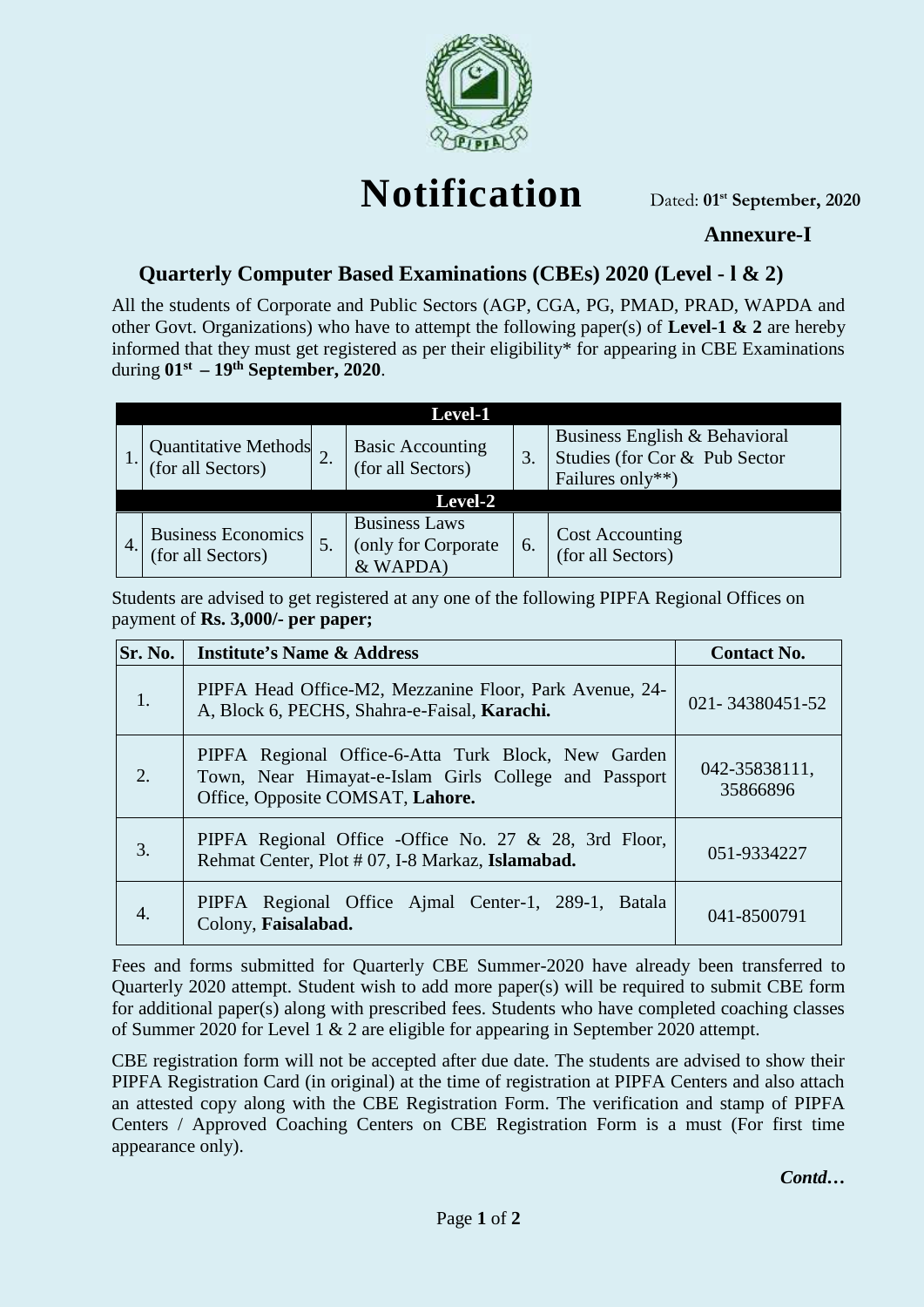# Notification

Dated: **01st September, 2020**

**Annexure-I**

## Quarterly Computer Based Examinations (CBEs) 2020 (Level - l & 2)

All the students of Corporate and Public Sectors (AGP, CGA, PG, PMAD, PRAD, WAPDA and other Govt. Organizations) who have to attempt the following paper(s) of **Level-1 & 2** are hereby informed that they must get registered as per their eligibility* for appearing in CBE Examinations during **01st – 19th September, 2020**.

| **Level-1** | | | | | |
|---|---|---|---|---|---|
| 1. | Quantitative Methods (for all Sectors) | 2. | Basic Accounting (for all Sectors) | 3. | Business English & Behavioral Studies (for Cor & Pub Sector Failures only**) |
| **Level-2** | | | | | |
| 4. | Business Economics (for all Sectors) | 5. | Business Laws (only for Corporate & WAPDA) | 6. | Cost Accounting (for all Sectors) |

Students are advised to get registered at any one of the following PIPFA Regional Offices on payment of **Rs. 3,000/- per paper;**

| Sr. No. | Institute's Name & Address | Contact No. |
|---|---|---|
| 1. | PIPFA Head Office-M2, Mezzanine Floor, Park Avenue, 24-A, Block 6, PECHS, Shahra-e-Faisal, **Karachi.** | 021- 34380451-52 |
| 2. | PIPFA Regional Office-6-Atta Turk Block, New Garden Town, Near Himayat-e-Islam Girls College and Passport Office, Opposite COMSAT, **Lahore.** | 042-35838111, 35866896 |
| 3. | PIPFA Regional Office -Office No. 27 & 28, 3rd Floor, Rehmat Center, Plot # 07, I-8 Markaz, **Islamabad.** | 051-9334227 |
| 4. | PIPFA Regional Office Ajmal Center-1, 289-1, Batala Colony, **Faisalabad.** | 041-8500791 |

Fees and forms submitted for Quarterly CBE Summer-2020 have already been transferred to Quarterly 2020 attempt. Student wish to add more paper(s) will be required to submit CBE form for additional paper(s) along with prescribed fees. Students who have completed coaching classes of Summer 2020 for Level 1 & 2 are eligible for appearing in September 2020 attempt.

CBE registration form will not be accepted after due date. The students are advised to show their PIPFA Registration Card (in original) at the time of registration at PIPFA Centers and also attach an attested copy along with the CBE Registration Form. The verification and stamp of PIPFA Centers / Approved Coaching Centers on CBE Registration Form is a must (For first time appearance only).

***Contd…***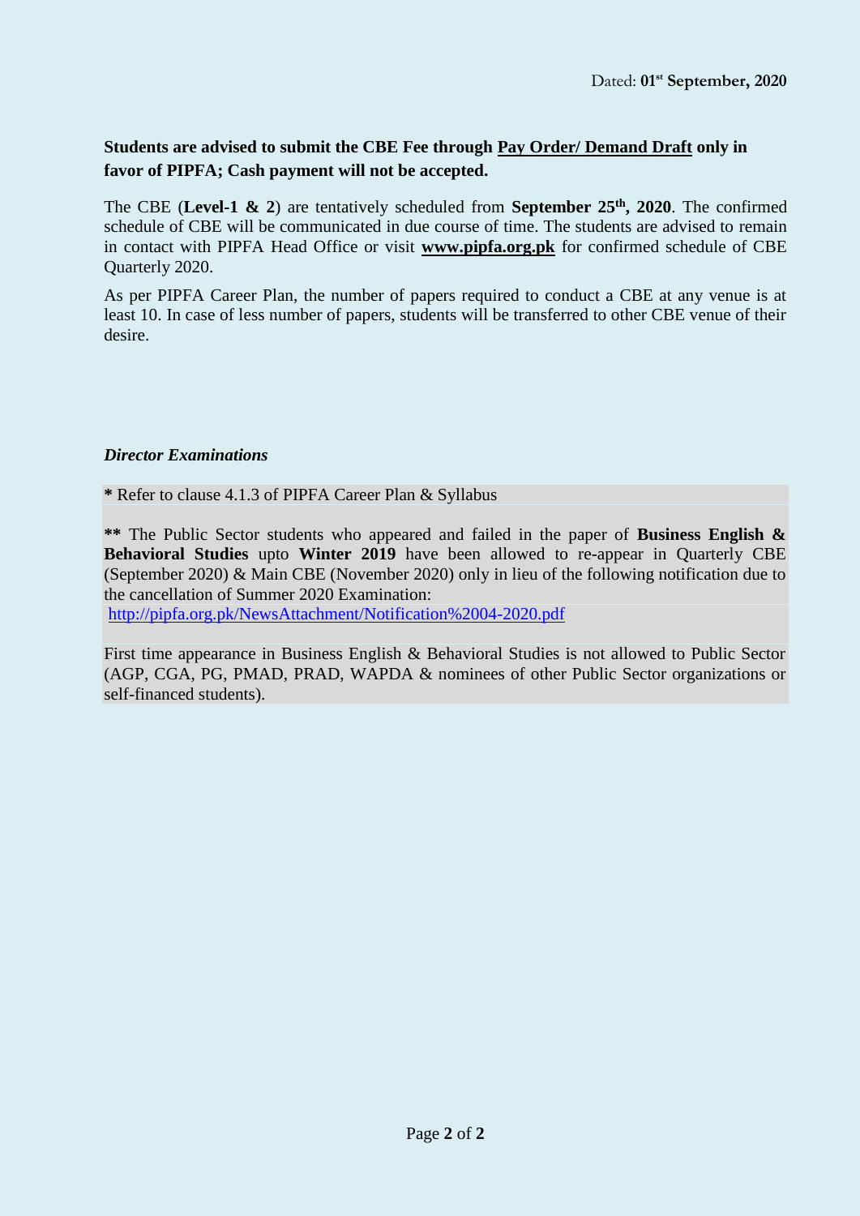Dated: **01st September, 2020**

**Students are advised to submit the CBE Fee through Pay Order/ Demand Draft only in favor of PIPFA; Cash payment will not be accepted.**

The CBE (**Level-1 & 2**) are tentatively scheduled from **September 25th, 2020**. The confirmed schedule of CBE will be communicated in due course of time. The students are advised to remain in contact with PIPFA Head Office or visit **www.pipfa.org.pk** for confirmed schedule of CBE Quarterly 2020.

As per PIPFA Career Plan, the number of papers required to conduct a CBE at any venue is at least 10. In case of less number of papers, students will be transferred to other CBE venue of their desire.

***Director Examinations***

**\*** Refer to clause 4.1.3 of PIPFA Career Plan & Syllabus

**\*\*** The Public Sector students who appeared and failed in the paper of **Business English & Behavioral Studies** upto **Winter 2019** have been allowed to re-appear in Quarterly CBE (September 2020) & Main CBE (November 2020) only in lieu of the following notification due to the cancellation of Summer 2020 Examination:
http://pipfa.org.pk/NewsAttachment/Notification%2004-2020.pdf

First time appearance in Business English & Behavioral Studies is not allowed to Public Sector (AGP, CGA, PG, PMAD, PRAD, WAPDA & nominees of other Public Sector organizations or self-financed students).